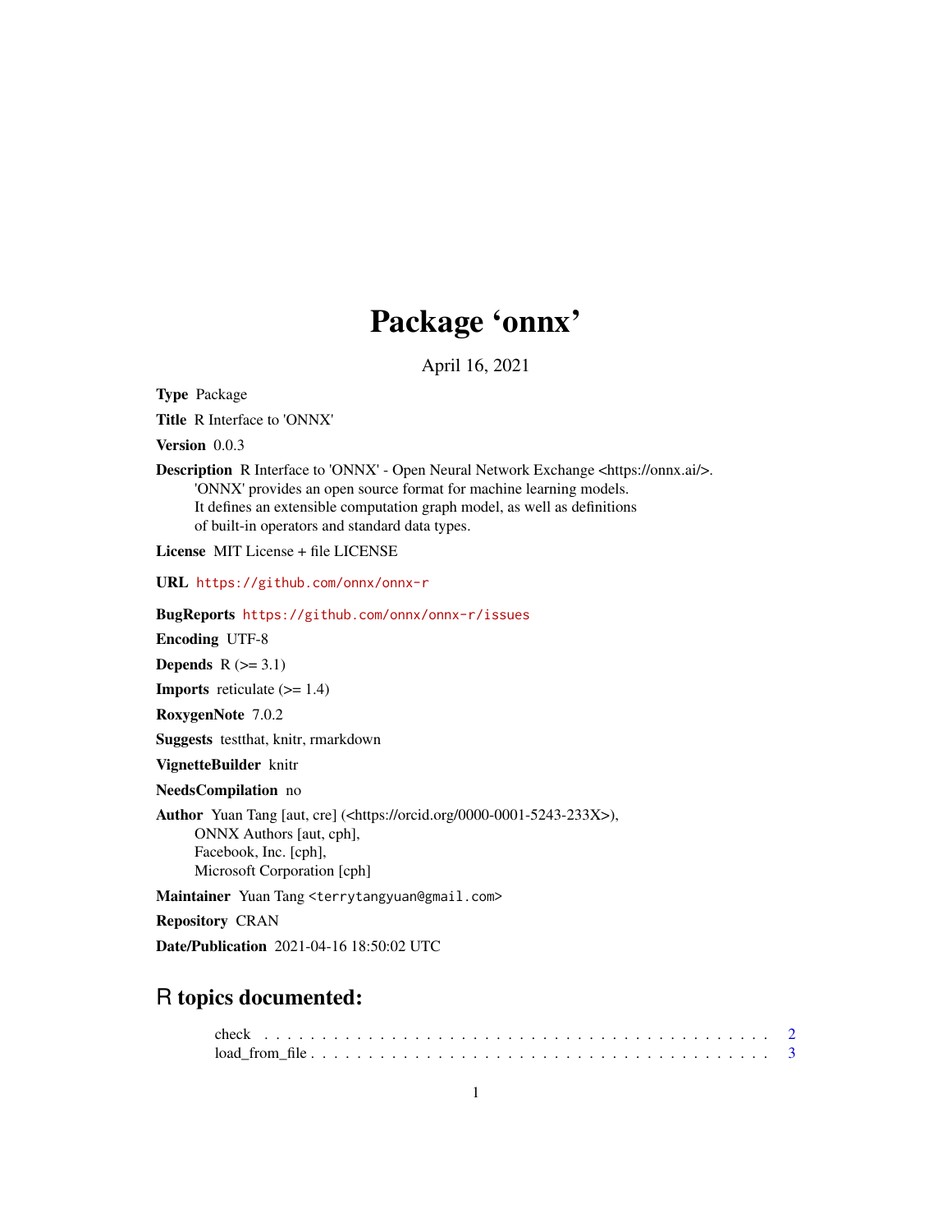# Package 'onnx'

April 16, 2021

**Type** Package

**Title** R Interface to 'ONNX'

**Version** 0.0.3

**Description** R Interface to 'ONNX' - Open Neural Network Exchange <https://onnx.ai/>.
'ONNX' provides an open source format for machine learning models.
It defines an extensible computation graph model, as well as definitions
of built-in operators and standard data types.

**License** MIT License + file LICENSE

**URL** https://github.com/onnx/onnx-r

**BugReports** https://github.com/onnx/onnx-r/issues

**Encoding** UTF-8

**Depends** R (>= 3.1)

**Imports** reticulate (>= 1.4)

**RoxygenNote** 7.0.2

**Suggests** testthat, knitr, rmarkdown

**VignetteBuilder** knitr

**NeedsCompilation** no

**Author** Yuan Tang [aut, cre] (<https://orcid.org/0000-0001-5243-233X>),
ONNX Authors [aut, cph],
Facebook, Inc. [cph],
Microsoft Corporation [cph]

**Maintainer** Yuan Tang <terrytangyuan@gmail.com>

**Repository** CRAN

**Date/Publication** 2021-04-16 18:50:02 UTC

## R topics documented:

check . . . . . . . . . . . . . . . . . . . . . . . . . . . . . . . . . . . . . . . . . . 2
load_from_file . . . . . . . . . . . . . . . . . . . . . . . . . . . . . . . . . . . . . . 3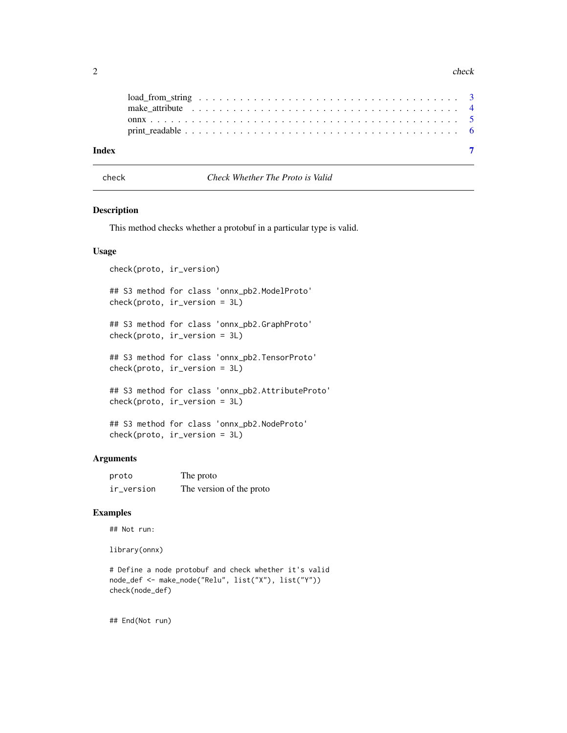load_from_string . . . . . . . . . . . . . . . . . . . . . . . . . . . . . . . . . . . 3
make_attribute . . . . . . . . . . . . . . . . . . . . . . . . . . . . . . . . . . . . 4
onnx . . . . . . . . . . . . . . . . . . . . . . . . . . . . . . . . . . . . . . . . . . 5
print_readable . . . . . . . . . . . . . . . . . . . . . . . . . . . . . . . . . . . . 6

**Index** **7**

---

`check` *Check Whether The Proto is Valid*

---

### Description

This method checks whether a protobuf in a particular type is valid.

### Usage

```
check(proto, ir_version)

## S3 method for class 'onnx_pb2.ModelProto'
check(proto, ir_version = 3L)

## S3 method for class 'onnx_pb2.GraphProto'
check(proto, ir_version = 3L)

## S3 method for class 'onnx_pb2.TensorProto'
check(proto, ir_version = 3L)

## S3 method for class 'onnx_pb2.AttributeProto'
check(proto, ir_version = 3L)

## S3 method for class 'onnx_pb2.NodeProto'
check(proto, ir_version = 3L)
```

### Arguments

| | |
|---|---|
| `proto` | The proto |
| `ir_version` | The version of the proto |

### Examples

```
## Not run:

library(onnx)

# Define a node protobuf and check whether it's valid
node_def <- make_node("Relu", list("X"), list("Y"))
check(node_def)


## End(Not run)
```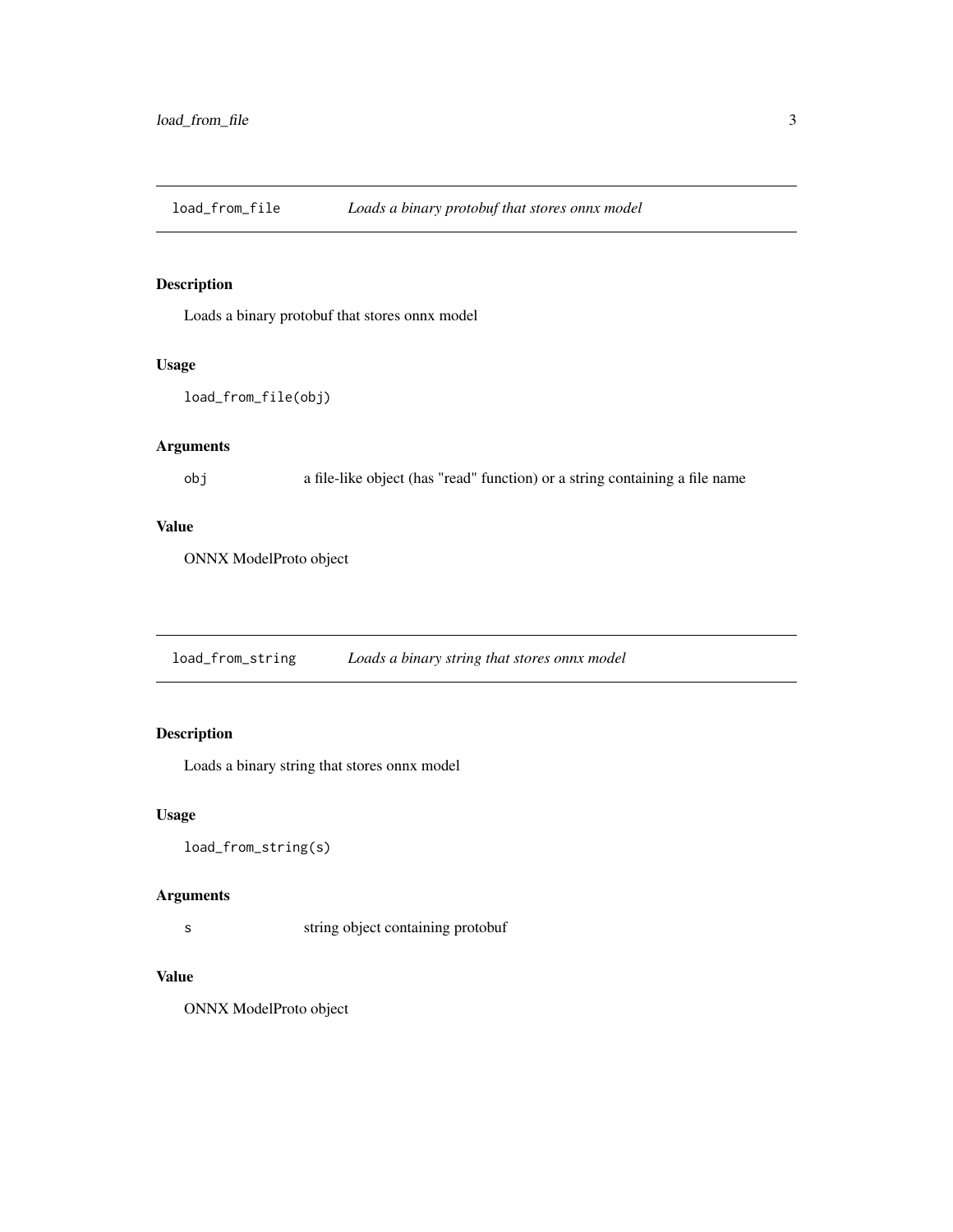## `load_from_file` *Loads a binary protobuf that stores onnx model*

### Description

Loads a binary protobuf that stores onnx model

### Usage

```
load_from_file(obj)
```

### Arguments

| | |
|---|---|
| `obj` | a file-like object (has "read" function) or a string containing a file name |

### Value

ONNX ModelProto object

## `load_from_string` *Loads a binary string that stores onnx model*

### Description

Loads a binary string that stores onnx model

### Usage

```
load_from_string(s)
```

### Arguments

| | |
|---|---|
| `s` | string object containing protobuf |

### Value

ONNX ModelProto object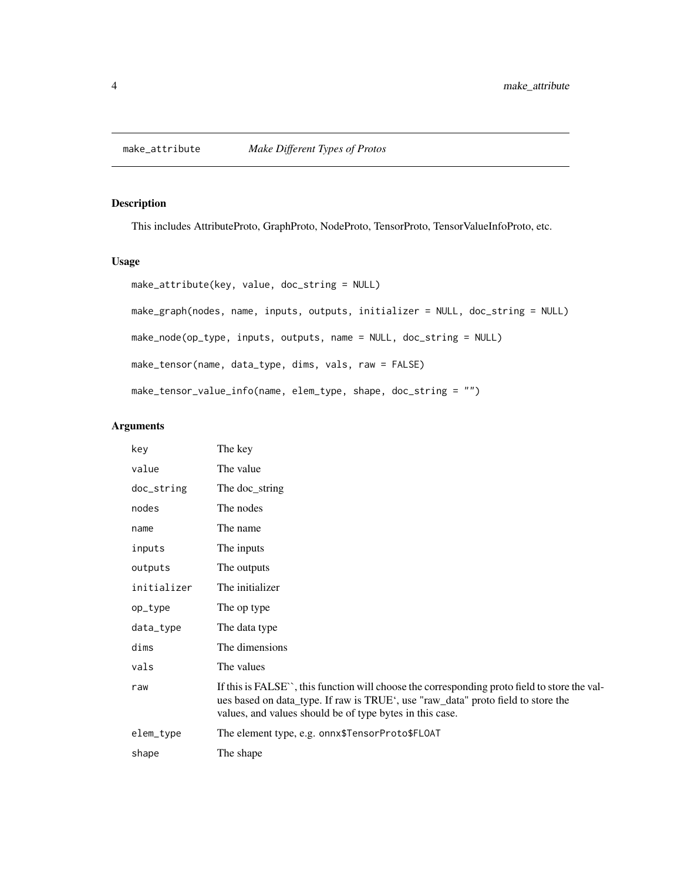## make_attribute — *Make Different Types of Protos*

### Description

This includes AttributeProto, GraphProto, NodeProto, TensorProto, TensorValueInfoProto, etc.

### Usage

```
make_attribute(key, value, doc_string = NULL)

make_graph(nodes, name, inputs, outputs, initializer = NULL, doc_string = NULL)

make_node(op_type, inputs, outputs, name = NULL, doc_string = NULL)

make_tensor(name, data_type, dims, vals, raw = FALSE)

make_tensor_value_info(name, elem_type, shape, doc_string = "")
```

### Arguments

| | |
|---|---|
| `key` | The key |
| `value` | The value |
| `doc_string` | The doc_string |
| `nodes` | The nodes |
| `name` | The name |
| `inputs` | The inputs |
| `outputs` | The outputs |
| `initializer` | The initializer |
| `op_type` | The op type |
| `data_type` | The data type |
| `dims` | The dimensions |
| `vals` | The values |
| `raw` | If this is FALSE``, this function will choose the corresponding proto field to store the values based on data_type. If raw is TRUE', use "raw_data" proto field to store the values, and values should be of type bytes in this case. |
| `elem_type` | The element type, e.g. `onnx$TensorProto$FLOAT` |
| `shape` | The shape |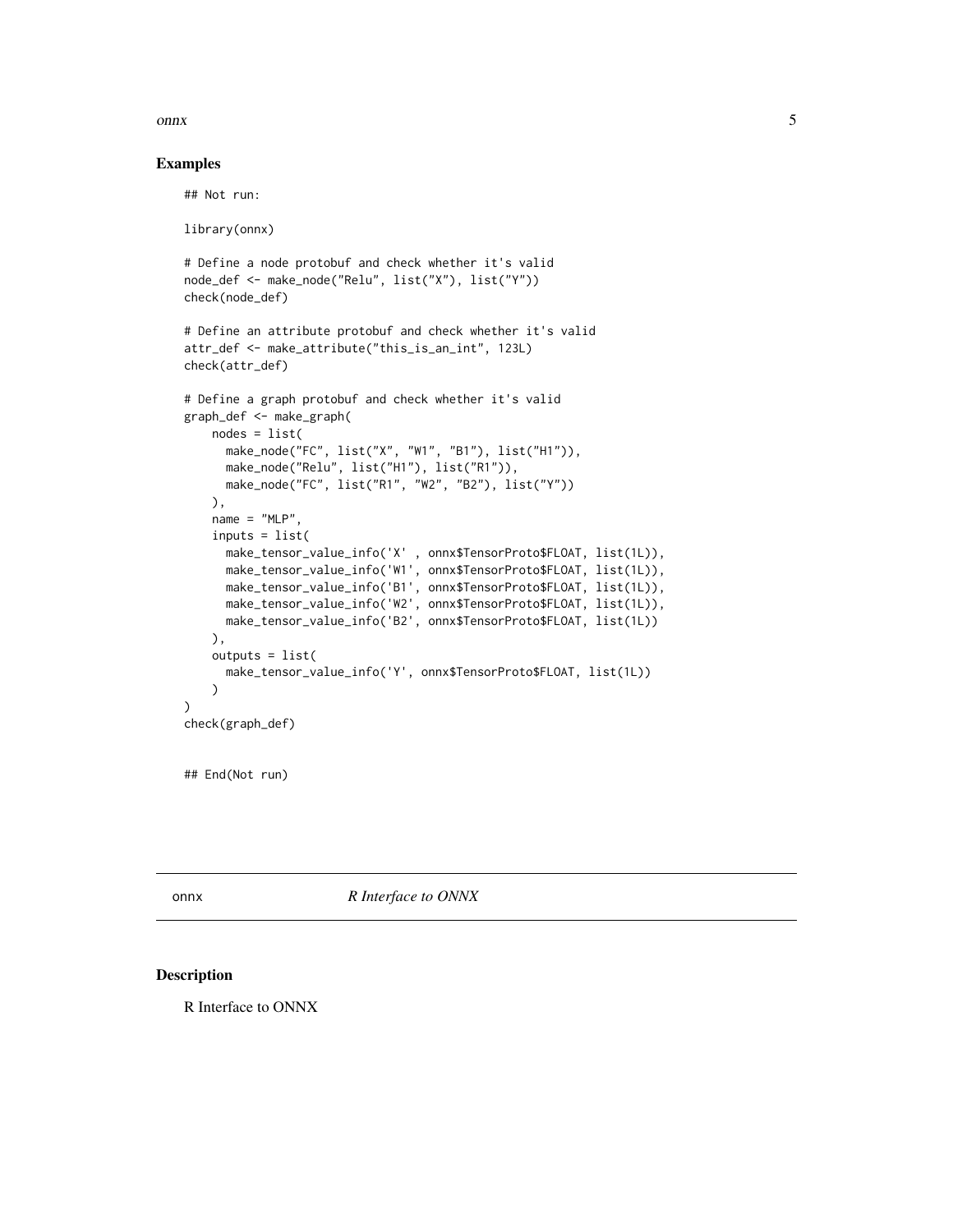## Examples

```
## Not run:

library(onnx)

# Define a node protobuf and check whether it's valid
node_def <- make_node("Relu", list("X"), list("Y"))
check(node_def)

# Define an attribute protobuf and check whether it's valid
attr_def <- make_attribute("this_is_an_int", 123L)
check(attr_def)

# Define a graph protobuf and check whether it's valid
graph_def <- make_graph(
    nodes = list(
      make_node("FC", list("X", "W1", "B1"), list("H1")),
      make_node("Relu", list("H1"), list("R1")),
      make_node("FC", list("R1", "W2", "B2"), list("Y"))
    ),
    name = "MLP",
    inputs = list(
      make_tensor_value_info('X' , onnx$TensorProto$FLOAT, list(1L)),
      make_tensor_value_info('W1', onnx$TensorProto$FLOAT, list(1L)),
      make_tensor_value_info('B1', onnx$TensorProto$FLOAT, list(1L)),
      make_tensor_value_info('W2', onnx$TensorProto$FLOAT, list(1L)),
      make_tensor_value_info('B2', onnx$TensorProto$FLOAT, list(1L))
    ),
    outputs = list(
      make_tensor_value_info('Y', onnx$TensorProto$FLOAT, list(1L))
    )
)
check(graph_def)


## End(Not run)
```

---

onnx *R Interface to ONNX*

---

## Description

R Interface to ONNX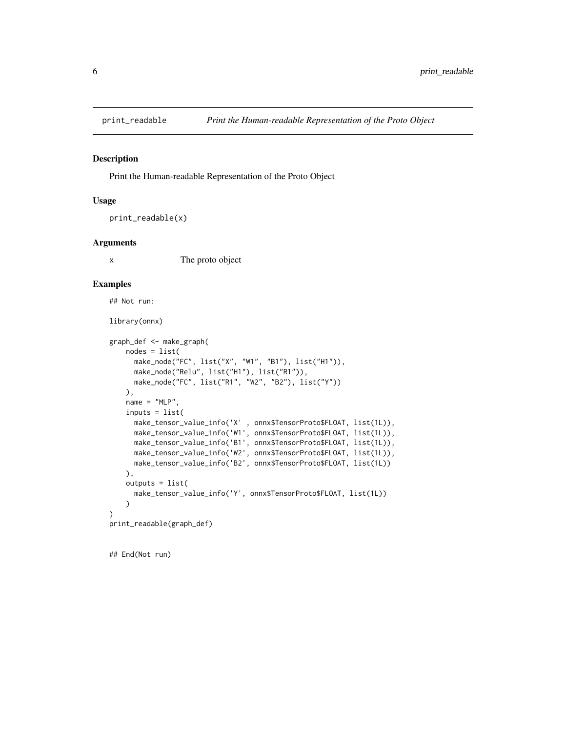## print_readable — *Print the Human-readable Representation of the Proto Object*

### Description

Print the Human-readable Representation of the Proto Object

### Usage

```
print_readable(x)
```

### Arguments

| | |
|---|---|
| x | The proto object |

### Examples

```
## Not run:

library(onnx)

graph_def <- make_graph(
    nodes = list(
      make_node("FC", list("X", "W1", "B1"), list("H1")),
      make_node("Relu", list("H1"), list("R1")),
      make_node("FC", list("R1", "W2", "B2"), list("Y"))
    ),
    name = "MLP",
    inputs = list(
      make_tensor_value_info('X' , onnx$TensorProto$FLOAT, list(1L)),
      make_tensor_value_info('W1', onnx$TensorProto$FLOAT, list(1L)),
      make_tensor_value_info('B1', onnx$TensorProto$FLOAT, list(1L)),
      make_tensor_value_info('W2', onnx$TensorProto$FLOAT, list(1L)),
      make_tensor_value_info('B2', onnx$TensorProto$FLOAT, list(1L))
    ),
    outputs = list(
      make_tensor_value_info('Y', onnx$TensorProto$FLOAT, list(1L))
    )
)
print_readable(graph_def)


## End(Not run)
```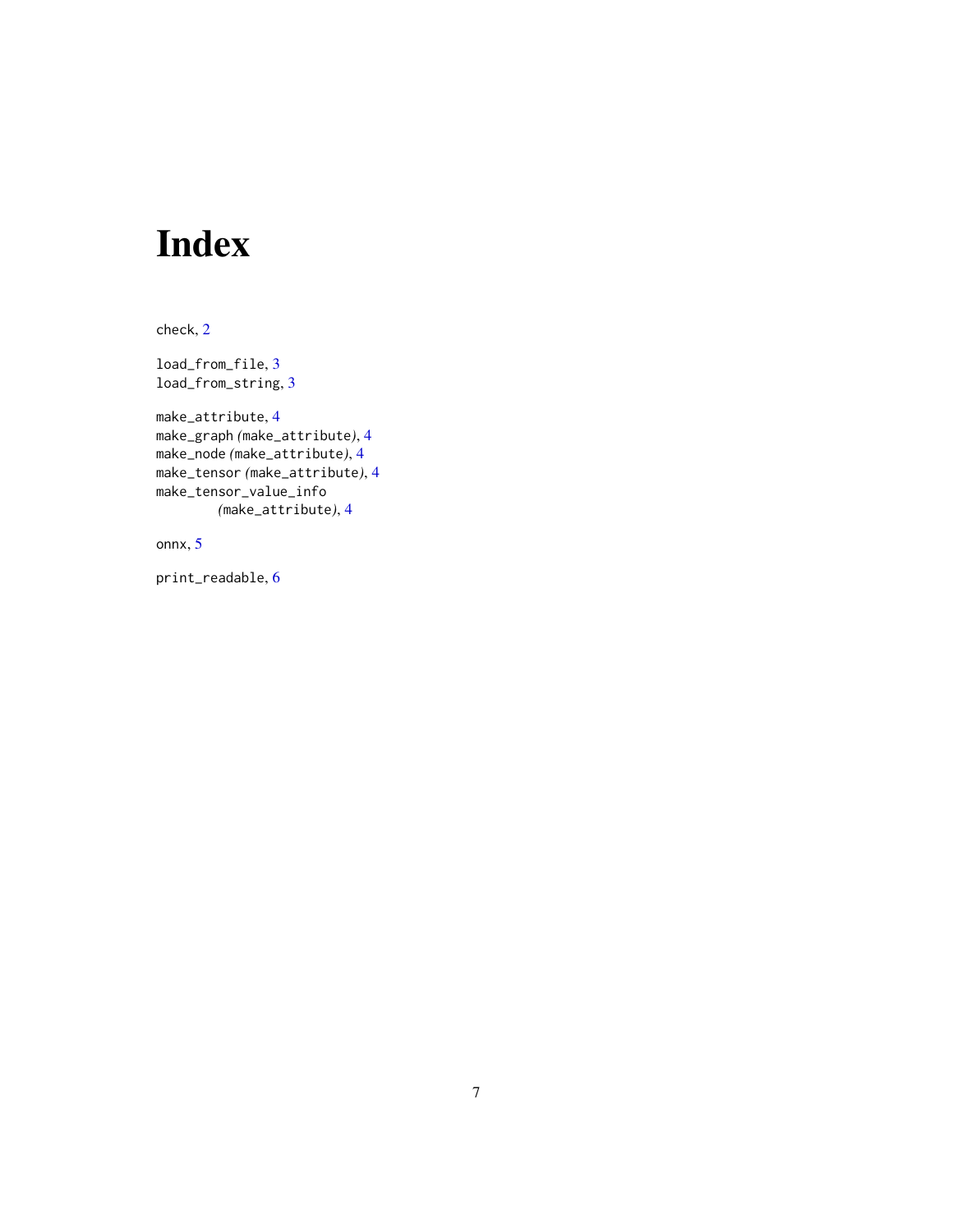# Index

check, 2

load_from_file, 3
load_from_string, 3

make_attribute, 4
make_graph *(*make_attribute*)*, 4
make_node *(*make_attribute*)*, 4
make_tensor *(*make_attribute*)*, 4
make_tensor_value_info
        *(*make_attribute*)*, 4

onnx, 5

print_readable, 6